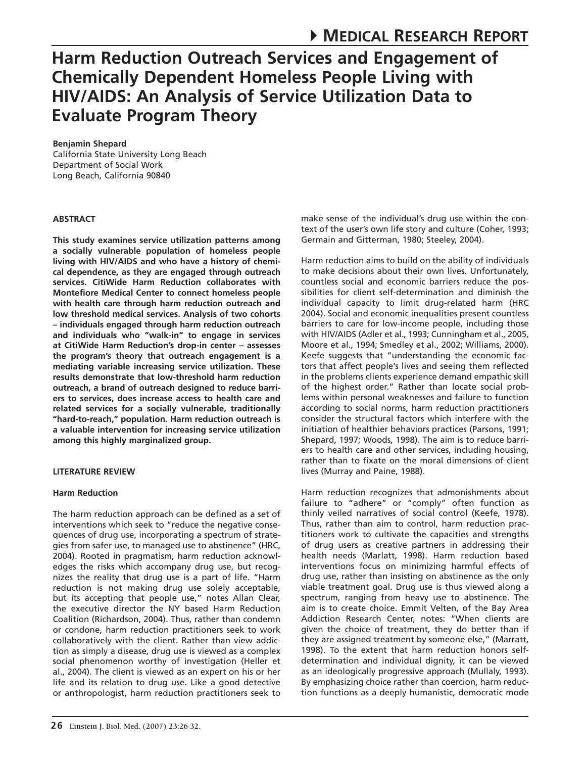# Harm Reduction Outreach Services and Engagement of Chemically Dependent Homeless People Living with HIV/AIDS: An Analysis of Service Utilization Data to Evaluate Program Theory

**Benjamin Shepard**
California State University Long Beach
Department of Social Work
Long Beach, California 90840

## ABSTRACT

**This study examines service utilization patterns among a socially vulnerable population of homeless people living with HIV/AIDS and who have a history of chemical dependence, as they are engaged through outreach services. CitiWide Harm Reduction collaborates with Montefiore Medical Center to connect homeless people with health care through harm reduction outreach and low threshold medical services. Analysis of two cohorts – individuals engaged through harm reduction outreach and individuals who "walk-in" to engage in services at CitiWide Harm Reduction's drop-in center – assesses the program's theory that outreach engagement is a mediating variable increasing service utilization. These results demonstrate that low-threshold harm reduction outreach, a brand of outreach designed to reduce barriers to services, does increase access to health care and related services for a socially vulnerable, traditionally "hard-to-reach," population. Harm reduction outreach is a valuable intervention for increasing service utilization among this highly marginalized group.**

## LITERATURE REVIEW

### Harm Reduction

The harm reduction approach can be defined as a set of interventions which seek to "reduce the negative consequences of drug use, incorporating a spectrum of strategies from safer use, to managed use to abstinence" (HRC, 2004). Rooted in pragmatism, harm reduction acknowledges the risks which accompany drug use, but recognizes the reality that drug use is a part of life. "Harm reduction is not making drug use solely acceptable, but its accepting that people use," notes Allan Clear, the executive director the NY based Harm Reduction Coalition (Richardson, 2004). Thus, rather than condemn or condone, harm reduction practitioners seek to work collaboratively with the client. Rather than view addiction as simply a disease, drug use is viewed as a complex social phenomenon worthy of investigation (Heller et al., 2004). The client is viewed as an expert on his or her life and its relation to drug use. Like a good detective or anthropologist, harm reduction practitioners seek to make sense of the individual's drug use within the context of the user's own life story and culture (Coher, 1993; Germain and Gitterman, 1980; Steeley, 2004).

Harm reduction aims to build on the ability of individuals to make decisions about their own lives. Unfortunately, countless social and economic barriers reduce the possibilities for client self-determination and diminish the individual capacity to limit drug-related harm (HRC 2004). Social and economic inequalities present countless barriers to care for low-income people, including those with HIV/AIDS (Adler et al., 1993; Cunningham et al., 2005, Moore et al., 1994; Smedley et al., 2002; Williams, 2000). Keefe suggests that "understanding the economic factors that affect people's lives and seeing them reflected in the problems clients experience demand empathic skill of the highest order." Rather than locate social problems within personal weaknesses and failure to function according to social norms, harm reduction practitioners consider the structural factors which interfere with the initiation of healthier behaviors practices (Parsons, 1991; Shepard, 1997; Woods, 1998). The aim is to reduce barriers to health care and other services, including housing, rather than to fixate on the moral dimensions of client lives (Murray and Paine, 1988).

Harm reduction recognizes that admonishments about failure to "adhere" or "comply" often function as thinly veiled narratives of social control (Keefe, 1978). Thus, rather than aim to control, harm reduction practitioners work to cultivate the capacities and strengths of drug users as creative partners in addressing their health needs (Marlatt, 1998). Harm reduction based interventions focus on minimizing harmful effects of drug use, rather than insisting on abstinence as the only viable treatment goal. Drug use is thus viewed along a spectrum, ranging from heavy use to abstinence. The aim is to create choice. Emmit Velten, of the Bay Area Addiction Research Center, notes: "When clients are given the choice of treatment, they do better than if they are assigned treatment by someone else," (Marratt, 1998). To the extent that harm reduction honors self-determination and individual dignity, it can be viewed as an ideologically progressive approach (Mullaly, 1993). By emphasizing choice rather than coercion, harm reduction functions as a deeply humanistic, democratic mode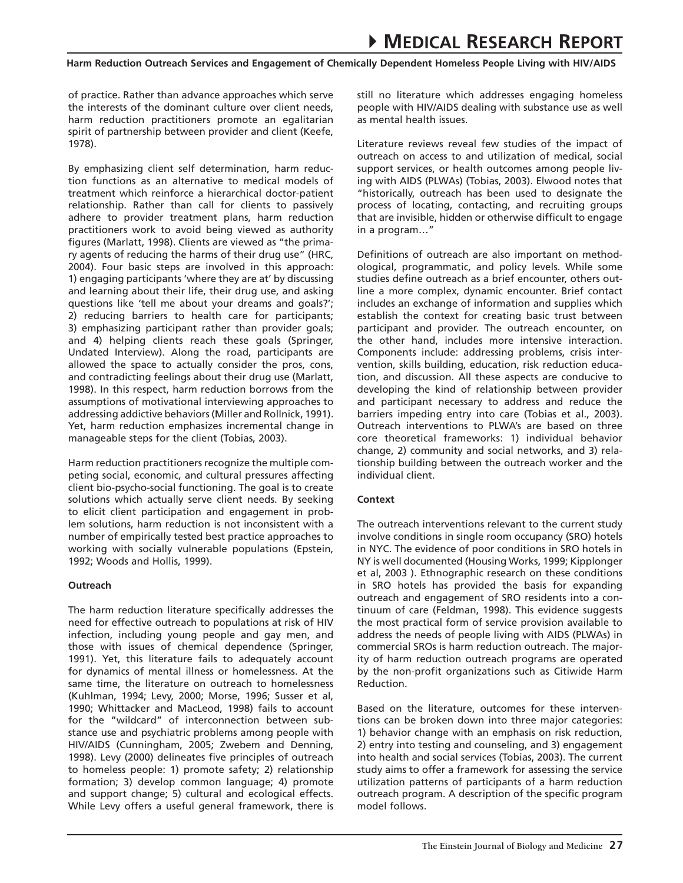of practice. Rather than advance approaches which serve the interests of the dominant culture over client needs, harm reduction practitioners promote an egalitarian spirit of partnership between provider and client (Keefe, 1978).

By emphasizing client self determination, harm reduction functions as an alternative to medical models of treatment which reinforce a hierarchical doctor-patient relationship. Rather than call for clients to passively adhere to provider treatment plans, harm reduction practitioners work to avoid being viewed as authority figures (Marlatt, 1998). Clients are viewed as "the primary agents of reducing the harms of their drug use" (HRC, 2004). Four basic steps are involved in this approach: 1) engaging participants 'where they are at' by discussing and learning about their life, their drug use, and asking questions like 'tell me about your dreams and goals?'; 2) reducing barriers to health care for participants; 3) emphasizing participant rather than provider goals; and 4) helping clients reach these goals (Springer, Undated Interview). Along the road, participants are allowed the space to actually consider the pros, cons, and contradicting feelings about their drug use (Marlatt, 1998). In this respect, harm reduction borrows from the assumptions of motivational interviewing approaches to addressing addictive behaviors (Miller and Rollnick, 1991). Yet, harm reduction emphasizes incremental change in manageable steps for the client (Tobias, 2003).

Harm reduction practitioners recognize the multiple competing social, economic, and cultural pressures affecting client bio-psycho-social functioning. The goal is to create solutions which actually serve client needs. By seeking to elicit client participation and engagement in problem solutions, harm reduction is not inconsistent with a number of empirically tested best practice approaches to working with socially vulnerable populations (Epstein, 1992; Woods and Hollis, 1999).

**Outreach**

The harm reduction literature specifically addresses the need for effective outreach to populations at risk of HIV infection, including young people and gay men, and those with issues of chemical dependence (Springer, 1991). Yet, this literature fails to adequately account for dynamics of mental illness or homelessness. At the same time, the literature on outreach to homelessness (Kuhlman, 1994; Levy, 2000; Morse, 1996; Susser et al, 1990; Whittacker and MacLeod, 1998) fails to account for the "wildcard" of interconnection between substance use and psychiatric problems among people with HIV/AIDS (Cunningham, 2005; Zwebem and Denning, 1998). Levy (2000) delineates five principles of outreach to homeless people: 1) promote safety; 2) relationship formation; 3) develop common language; 4) promote and support change; 5) cultural and ecological effects. While Levy offers a useful general framework, there is still no literature which addresses engaging homeless people with HIV/AIDS dealing with substance use as well as mental health issues.

Literature reviews reveal few studies of the impact of outreach on access to and utilization of medical, social support services, or health outcomes among people living with AIDS (PLWAs) (Tobias, 2003). Elwood notes that "historically, outreach has been used to designate the process of locating, contacting, and recruiting groups that are invisible, hidden or otherwise difficult to engage in a program…"

Definitions of outreach are also important on methodological, programmatic, and policy levels. While some studies define outreach as a brief encounter, others outline a more complex, dynamic encounter. Brief contact includes an exchange of information and supplies which establish the context for creating basic trust between participant and provider. The outreach encounter, on the other hand, includes more intensive interaction. Components include: addressing problems, crisis intervention, skills building, education, risk reduction education, and discussion. All these aspects are conducive to developing the kind of relationship between provider and participant necessary to address and reduce the barriers impeding entry into care (Tobias et al., 2003). Outreach interventions to PLWA's are based on three core theoretical frameworks: 1) individual behavior change, 2) community and social networks, and 3) relationship building between the outreach worker and the individual client.

**Context**

The outreach interventions relevant to the current study involve conditions in single room occupancy (SRO) hotels in NYC. The evidence of poor conditions in SRO hotels in NY is well documented (Housing Works, 1999; Kipplonger et al, 2003 ). Ethnographic research on these conditions in SRO hotels has provided the basis for expanding outreach and engagement of SRO residents into a continuum of care (Feldman, 1998). This evidence suggests the most practical form of service provision available to address the needs of people living with AIDS (PLWAs) in commercial SROs is harm reduction outreach. The majority of harm reduction outreach programs are operated by the non-profit organizations such as Citiwide Harm Reduction.

Based on the literature, outcomes for these interventions can be broken down into three major categories: 1) behavior change with an emphasis on risk reduction, 2) entry into testing and counseling, and 3) engagement into health and social services (Tobias, 2003). The current study aims to offer a framework for assessing the service utilization patterns of participants of a harm reduction outreach program. A description of the specific program model follows.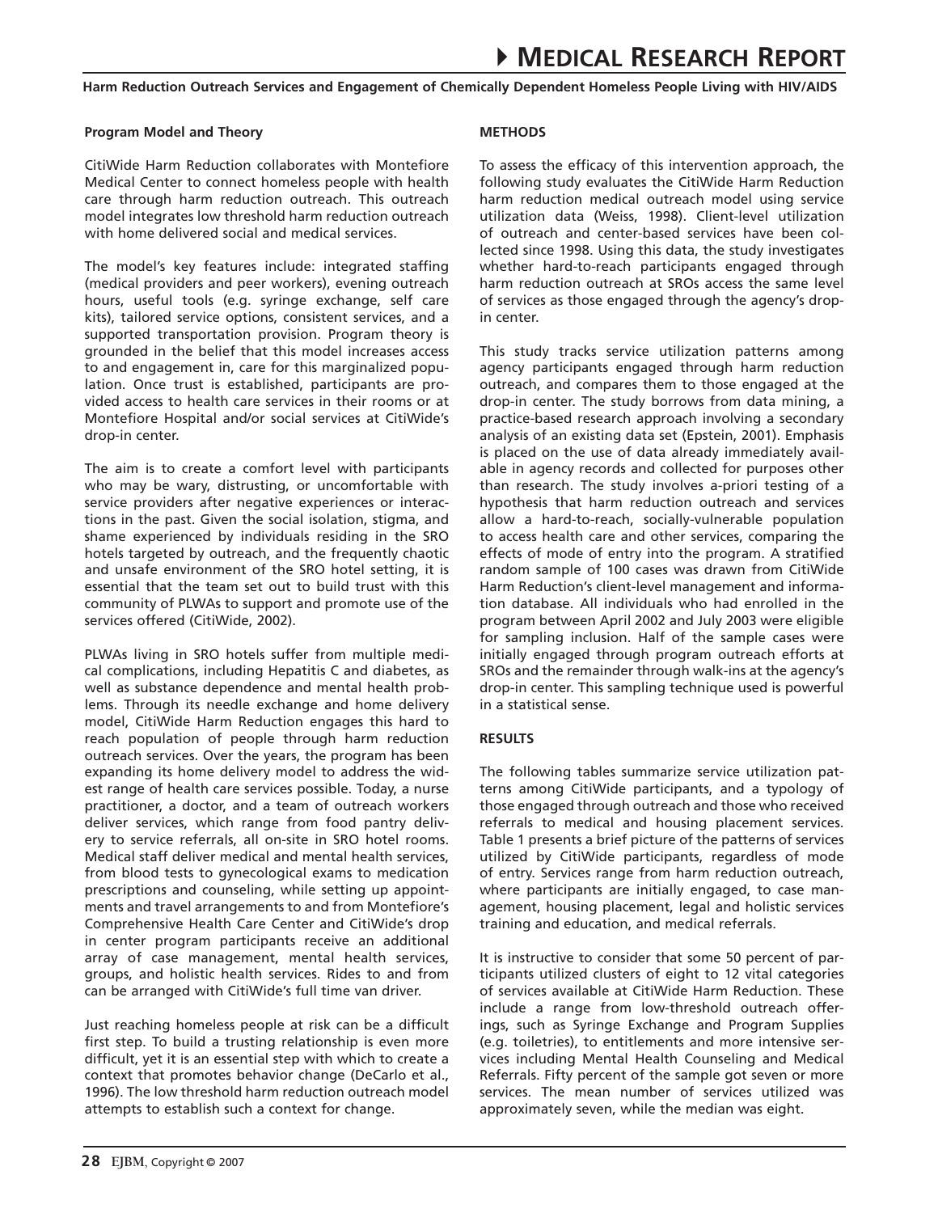### Program Model and Theory

CitiWide Harm Reduction collaborates with Montefiore Medical Center to connect homeless people with health care through harm reduction outreach. This outreach model integrates low threshold harm reduction outreach with home delivered social and medical services.

The model's key features include: integrated staffing (medical providers and peer workers), evening outreach hours, useful tools (e.g. syringe exchange, self care kits), tailored service options, consistent services, and a supported transportation provision. Program theory is grounded in the belief that this model increases access to and engagement in, care for this marginalized population. Once trust is established, participants are provided access to health care services in their rooms or at Montefiore Hospital and/or social services at CitiWide's drop-in center.

The aim is to create a comfort level with participants who may be wary, distrusting, or uncomfortable with service providers after negative experiences or interactions in the past. Given the social isolation, stigma, and shame experienced by individuals residing in the SRO hotels targeted by outreach, and the frequently chaotic and unsafe environment of the SRO hotel setting, it is essential that the team set out to build trust with this community of PLWAs to support and promote use of the services offered (CitiWide, 2002).

PLWAs living in SRO hotels suffer from multiple medical complications, including Hepatitis C and diabetes, as well as substance dependence and mental health problems. Through its needle exchange and home delivery model, CitiWide Harm Reduction engages this hard to reach population of people through harm reduction outreach services. Over the years, the program has been expanding its home delivery model to address the widest range of health care services possible. Today, a nurse practitioner, a doctor, and a team of outreach workers deliver services, which range from food pantry delivery to service referrals, all on-site in SRO hotel rooms. Medical staff deliver medical and mental health services, from blood tests to gynecological exams to medication prescriptions and counseling, while setting up appointments and travel arrangements to and from Montefiore's Comprehensive Health Care Center and CitiWide's drop in center program participants receive an additional array of case management, mental health services, groups, and holistic health services. Rides to and from can be arranged with CitiWide's full time van driver.

Just reaching homeless people at risk can be a difficult first step. To build a trusting relationship is even more difficult, yet it is an essential step with which to create a context that promotes behavior change (DeCarlo et al., 1996). The low threshold harm reduction outreach model attempts to establish such a context for change.

### METHODS

To assess the efficacy of this intervention approach, the following study evaluates the CitiWide Harm Reduction harm reduction medical outreach model using service utilization data (Weiss, 1998). Client-level utilization of outreach and center-based services have been collected since 1998. Using this data, the study investigates whether hard-to-reach participants engaged through harm reduction outreach at SROs access the same level of services as those engaged through the agency's drop-in center.

This study tracks service utilization patterns among agency participants engaged through harm reduction outreach, and compares them to those engaged at the drop-in center. The study borrows from data mining, a practice-based research approach involving a secondary analysis of an existing data set (Epstein, 2001). Emphasis is placed on the use of data already immediately available in agency records and collected for purposes other than research. The study involves a-priori testing of a hypothesis that harm reduction outreach and services allow a hard-to-reach, socially-vulnerable population to access health care and other services, comparing the effects of mode of entry into the program. A stratified random sample of 100 cases was drawn from CitiWide Harm Reduction's client-level management and information database. All individuals who had enrolled in the program between April 2002 and July 2003 were eligible for sampling inclusion. Half of the sample cases were initially engaged through program outreach efforts at SROs and the remainder through walk-ins at the agency's drop-in center. This sampling technique used is powerful in a statistical sense.

### RESULTS

The following tables summarize service utilization patterns among CitiWide participants, and a typology of those engaged through outreach and those who received referrals to medical and housing placement services. Table 1 presents a brief picture of the patterns of services utilized by CitiWide participants, regardless of mode of entry. Services range from harm reduction outreach, where participants are initially engaged, to case management, housing placement, legal and holistic services training and education, and medical referrals.

It is instructive to consider that some 50 percent of participants utilized clusters of eight to 12 vital categories of services available at CitiWide Harm Reduction. These include a range from low-threshold outreach offerings, such as Syringe Exchange and Program Supplies (e.g. toiletries), to entitlements and more intensive services including Mental Health Counseling and Medical Referrals. Fifty percent of the sample got seven or more services. The mean number of services utilized was approximately seven, while the median was eight.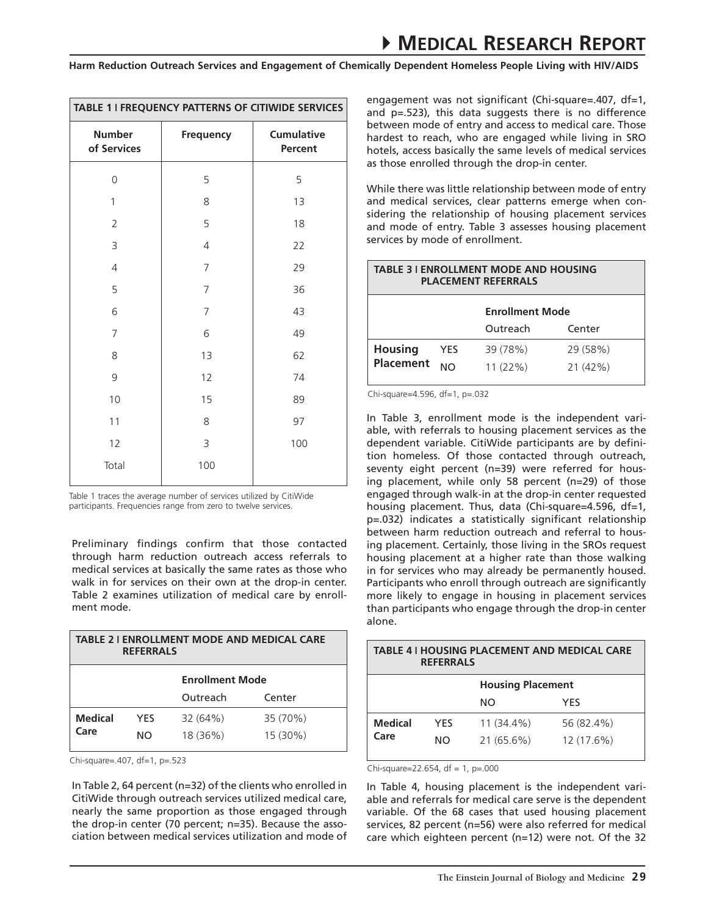**TABLE 1 | FREQUENCY PATTERNS OF CITIWIDE SERVICES**

| Number of Services | Frequency | Cumulative Percent |
|---|---|---|
| 0 | 5 | 5 |
| 1 | 8 | 13 |
| 2 | 5 | 18 |
| 3 | 4 | 22 |
| 4 | 7 | 29 |
| 5 | 7 | 36 |
| 6 | 7 | 43 |
| 7 | 6 | 49 |
| 8 | 13 | 62 |
| 9 | 12 | 74 |
| 10 | 15 | 89 |
| 11 | 8 | 97 |
| 12 | 3 | 100 |
| Total | 100 | |

Table 1 traces the average number of services utilized by CitiWide participants. Frequencies range from zero to twelve services.

Preliminary findings confirm that those contacted through harm reduction outreach access referrals to medical services at basically the same rates as those who walk in for services on their own at the drop-in center. Table 2 examines utilization of medical care by enrollment mode.

**TABLE 2 | ENROLLMENT MODE AND MEDICAL CARE REFERRALS**

| | | Enrollment Mode | |
|---|---|---|---|
| | | Outreach | Center |
| Medical Care | YES | 32 (64%) | 35 (70%) |
| | NO | 18 (36%) | 15 (30%) |

Chi-square=.407, df=1, p=.523

In Table 2, 64 percent (n=32) of the clients who enrolled in CitiWide through outreach services utilized medical care, nearly the same proportion as those engaged through the drop-in center (70 percent; n=35). Because the association between medical services utilization and mode of engagement was not significant (Chi-square=.407, df=1, and p=.523), this data suggests there is no difference between mode of entry and access to medical care. Those hardest to reach, who are engaged while living in SRO hotels, access basically the same levels of medical services as those enrolled through the drop-in center.

While there was little relationship between mode of entry and medical services, clear patterns emerge when considering the relationship of housing placement services and mode of entry. Table 3 assesses housing placement services by mode of enrollment.

**TABLE 3 | ENROLLMENT MODE AND HOUSING PLACEMENT REFERRALS**

| | | Enrollment Mode | |
|---|---|---|---|
| | | Outreach | Center |
| Housing Placement | YES | 39 (78%) | 29 (58%) |
| | NO | 11 (22%) | 21 (42%) |

Chi-square=4.596, df=1, p=.032

In Table 3, enrollment mode is the independent variable, with referrals to housing placement services as the dependent variable. CitiWide participants are by definition homeless. Of those contacted through outreach, seventy eight percent (n=39) were referred for housing placement, while only 58 percent (n=29) of those engaged through walk-in at the drop-in center requested housing placement. Thus, data (Chi-square=4.596, df=1, p=.032) indicates a statistically significant relationship between harm reduction outreach and referral to housing placement. Certainly, those living in the SROs request housing placement at a higher rate than those walking in for services who may already be permanently housed. Participants who enroll through outreach are significantly more likely to engage in housing in placement services than participants who engage through the drop-in center alone.

**TABLE 4 | HOUSING PLACEMENT AND MEDICAL CARE REFERRALS**

| | | Housing Placement | |
|---|---|---|---|
| | | NO | YES |
| Medical Care | YES | 11 (34.4%) | 56 (82.4%) |
| | NO | 21 (65.6%) | 12 (17.6%) |

Chi-square=22.654, df = 1, p=.000

In Table 4, housing placement is the independent variable and referrals for medical care serve is the dependent variable. Of the 68 cases that used housing placement services, 82 percent (n=56) were also referred for medical care which eighteen percent (n=12) were not. Of the 32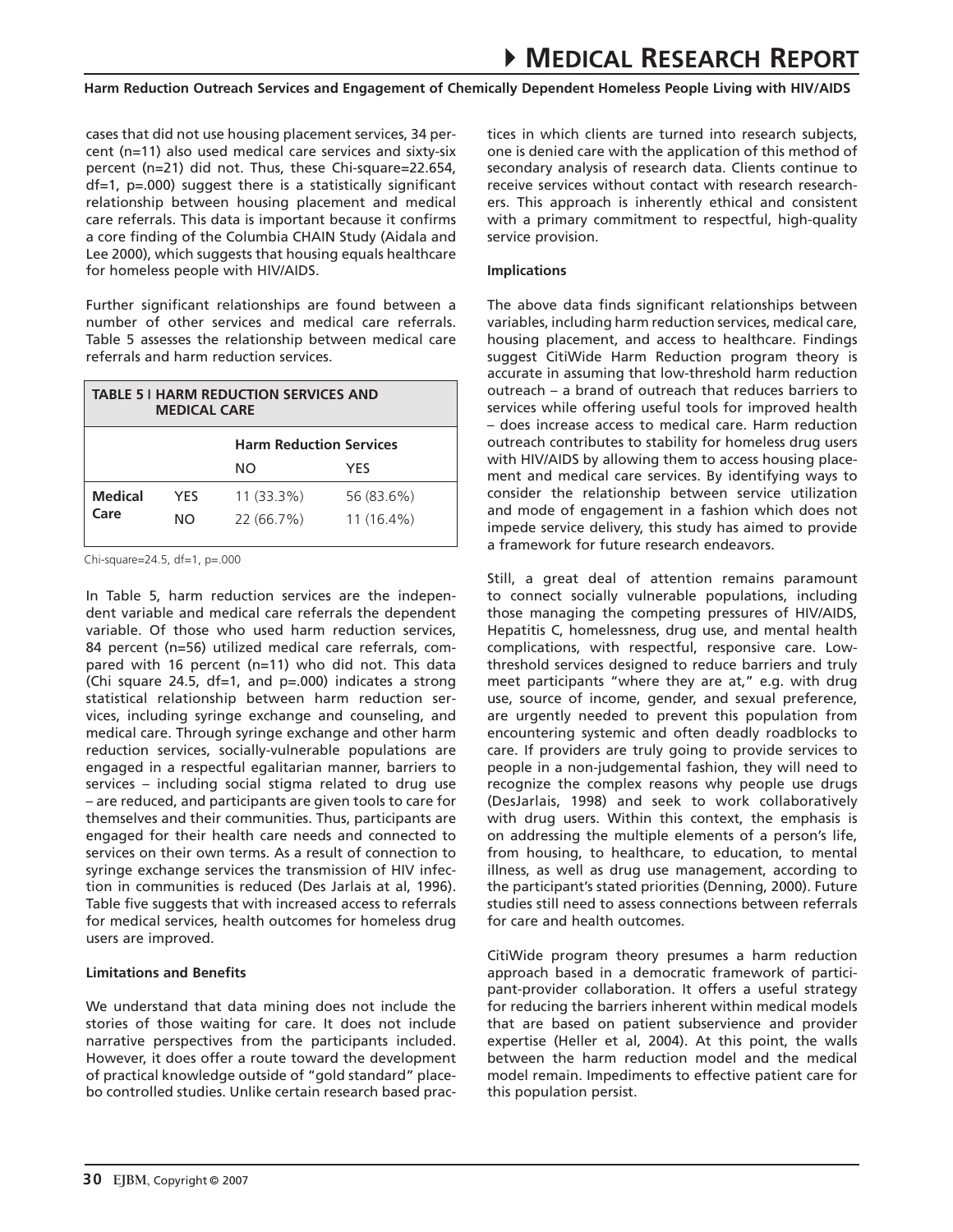cases that did not use housing placement services, 34 percent (n=11) also used medical care services and sixty-six percent (n=21) did not. Thus, these Chi-square=22.654, df=1, p=.000) suggest there is a statistically significant relationship between housing placement and medical care referrals. This data is important because it confirms a core finding of the Columbia CHAIN Study (Aidala and Lee 2000), which suggests that housing equals healthcare for homeless people with HIV/AIDS.

Further significant relationships are found between a number of other services and medical care referrals. Table 5 assesses the relationship between medical care referrals and harm reduction services.

**TABLE 5 | HARM REDUCTION SERVICES AND MEDICAL CARE**

| | | Harm Reduction Services | |
|---|---|---|---|
| | | NO | YES |
| **Medical Care** | YES | 11 (33.3%) | 56 (83.6%) |
| | NO | 22 (66.7%) | 11 (16.4%) |

Chi-square=24.5, df=1, p=.000

In Table 5, harm reduction services are the independent variable and medical care referrals the dependent variable. Of those who used harm reduction services, 84 percent (n=56) utilized medical care referrals, compared with 16 percent (n=11) who did not. This data (Chi square 24.5, df=1, and p=.000) indicates a strong statistical relationship between harm reduction services, including syringe exchange and counseling, and medical care. Through syringe exchange and other harm reduction services, socially-vulnerable populations are engaged in a respectful egalitarian manner, barriers to services – including social stigma related to drug use – are reduced, and participants are given tools to care for themselves and their communities. Thus, participants are engaged for their health care needs and connected to services on their own terms. As a result of connection to syringe exchange services the transmission of HIV infection in communities is reduced (Des Jarlais at al, 1996). Table five suggests that with increased access to referrals for medical services, health outcomes for homeless drug users are improved.

**Limitations and Benefits**

We understand that data mining does not include the stories of those waiting for care. It does not include narrative perspectives from the participants included. However, it does offer a route toward the development of practical knowledge outside of "gold standard" placebo controlled studies. Unlike certain research based practices in which clients are turned into research subjects, one is denied care with the application of this method of secondary analysis of research data. Clients continue to receive services without contact with research researchers. This approach is inherently ethical and consistent with a primary commitment to respectful, high-quality service provision.

**Implications**

The above data finds significant relationships between variables, including harm reduction services, medical care, housing placement, and access to healthcare. Findings suggest CitiWide Harm Reduction program theory is accurate in assuming that low-threshold harm reduction outreach – a brand of outreach that reduces barriers to services while offering useful tools for improved health – does increase access to medical care. Harm reduction outreach contributes to stability for homeless drug users with HIV/AIDS by allowing them to access housing placement and medical care services. By identifying ways to consider the relationship between service utilization and mode of engagement in a fashion which does not impede service delivery, this study has aimed to provide a framework for future research endeavors.

Still, a great deal of attention remains paramount to connect socially vulnerable populations, including those managing the competing pressures of HIV/AIDS, Hepatitis C, homelessness, drug use, and mental health complications, with respectful, responsive care. Low-threshold services designed to reduce barriers and truly meet participants "where they are at," e.g. with drug use, source of income, gender, and sexual preference, are urgently needed to prevent this population from encountering systemic and often deadly roadblocks to care. If providers are truly going to provide services to people in a non-judgemental fashion, they will need to recognize the complex reasons why people use drugs (DesJarlais, 1998) and seek to work collaboratively with drug users. Within this context, the emphasis is on addressing the multiple elements of a person's life, from housing, to healthcare, to education, to mental illness, as well as drug use management, according to the participant's stated priorities (Denning, 2000). Future studies still need to assess connections between referrals for care and health outcomes.

CitiWide program theory presumes a harm reduction approach based in a democratic framework of participant-provider collaboration. It offers a useful strategy for reducing the barriers inherent within medical models that are based on patient subservience and provider expertise (Heller et al, 2004). At this point, the walls between the harm reduction model and the medical model remain. Impediments to effective patient care for this population persist.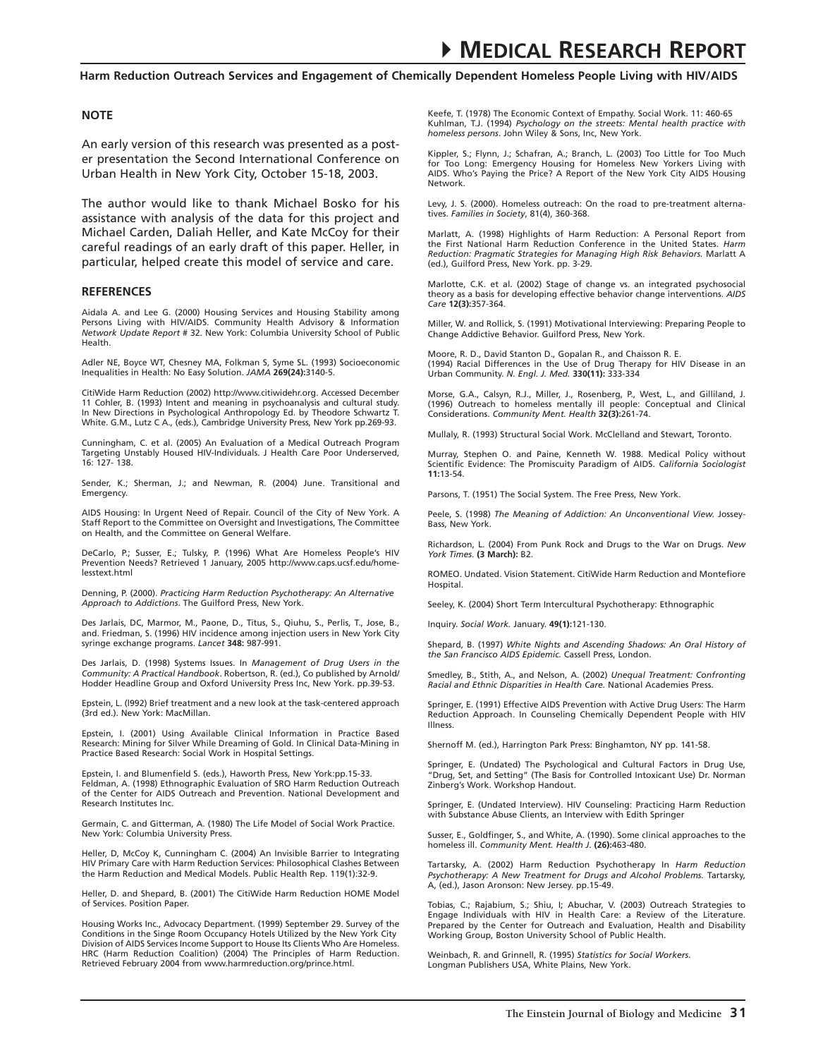## NOTE

An early version of this research was presented as a poster presentation the Second International Conference on Urban Health in New York City, October 15-18, 2003.

The author would like to thank Michael Bosko for his assistance with analysis of the data for this project and Michael Carden, Daliah Heller, and Kate McCoy for their careful readings of an early draft of this paper. Heller, in particular, helped create this model of service and care.

## REFERENCES

Aidala A. and Lee G. (2000) Housing Services and Housing Stability among Persons Living with HIV/AIDS. Community Health Advisory & Information *Network Update Report* # 32. New York: Columbia University School of Public Health.

Adler NE, Boyce WT, Chesney MA, Folkman S, Syme SL. (1993) Socioeconomic Inequalities in Health: No Easy Solution. *JAMA* **269(24):**3140-5.

CitiWide Harm Reduction (2002) http://www.citiwidehr.org. Accessed December 11 Cohler, B. (1993) Intent and meaning in psychoanalysis and cultural study. In New Directions in Psychological Anthropology Ed. by Theodore Schwartz T. White. G.M., Lutz C A., (eds.), Cambridge University Press, New York pp.269-93.

Cunningham, C. et al. (2005) An Evaluation of a Medical Outreach Program Targeting Unstably Housed HIV-Individuals. J Health Care Poor Underserved, 16: 127- 138.

Sender, K.; Sherman, J.; and Newman, R. (2004) June. Transitional and Emergency.

AIDS Housing: In Urgent Need of Repair. Council of the City of New York. A Staff Report to the Committee on Oversight and Investigations, The Committee on Health, and the Committee on General Welfare.

DeCarlo, P.; Susser, E.; Tulsky, P. (1996) What Are Homeless People's HIV Prevention Needs? Retrieved 1 January, 2005 http://www.caps.ucsf.edu/homelesstext.html

Denning, P. (2000). *Practicing Harm Reduction Psychotherapy: An Alternative Approach to Addictions*. The Guilford Press, New York.

Des Jarlais, DC, Marmor, M., Paone, D., Titus, S., Qiuhu, S., Perlis, T., Jose, B., and. Friedman, S. (1996) HIV incidence among injection users in New York City syringe exchange programs. *Lancet* **348:** 987-991.

Des Jarlais, D. (1998) Systems Issues. In *Management of Drug Users in the Community: A Practical Handbook*. Robertson, R. (ed.), Co published by Arnold/ Hodder Headline Group and Oxford University Press Inc, New York. pp.39-53.

Epstein, L. (l992) Brief treatment and a new look at the task-centered approach (3rd ed.). New York: MacMillan.

Epstein, I. (2001) Using Available Clinical Information in Practice Based Research: Mining for Silver While Dreaming of Gold. In Clinical Data-Mining in Practice Based Research: Social Work in Hospital Settings.

Epstein, I. and Blumenfield S. (eds.), Haworth Press, New York:pp.15-33. Feldman, A. (1998) Ethnographic Evaluation of SRO Harm Reduction Outreach of the Center for AIDS Outreach and Prevention. National Development and Research Institutes Inc.

Germain, C. and Gitterman, A. (1980) The Life Model of Social Work Practice. New York: Columbia University Press.

Heller, D, McCoy K, Cunningham C. (2004) An Invisible Barrier to Integrating HIV Primary Care with Harm Reduction Services: Philosophical Clashes Between the Harm Reduction and Medical Models. Public Health Rep. 119(1):32-9.

Heller, D. and Shepard, B. (2001) The CitiWide Harm Reduction HOME Model of Services. Position Paper.

Housing Works Inc., Advocacy Department. (1999) September 29. Survey of the Conditions in the Singe Room Occupancy Hotels Utilized by the New York City Division of AIDS Services Income Support to House Its Clients Who Are Homeless. HRC (Harm Reduction Coalition) (2004) The Principles of Harm Reduction. Retrieved February 2004 from www.harmreduction.org/prince.html.

Keefe, T. (1978) The Economic Context of Empathy. Social Work. 11: 460-65 Kuhlman, T.J. (1994) *Psychology on the streets: Mental health practice with homeless persons*. John Wiley & Sons, Inc, New York.

Kippler, S.; Flynn, J.; Schafran, A.; Branch, L. (2003) Too Little for Too Much for Too Long: Emergency Housing for Homeless New Yorkers Living with AIDS. Who's Paying the Price? A Report of the New York City AIDS Housing Network.

Levy, J. S. (2000). Homeless outreach: On the road to pre-treatment alternatives. *Families in Society*, 81(4), 360-368.

Marlatt, A. (1998) Highlights of Harm Reduction: A Personal Report from the First National Harm Reduction Conference in the United States. *Harm Reduction: Pragmatic Strategies for Managing High Risk Behaviors.* Marlatt A (ed.), Guilford Press, New York. pp. 3-29.

Marlotte, C.K. et al. (2002) Stage of change vs. an integrated psychosocial theory as a basis for developing effective behavior change interventions. *AIDS Care* **12(3):**357-364.

Miller, W. and Rollick, S. (1991) Motivational Interviewing: Preparing People to Change Addictive Behavior. Guilford Press, New York.

Moore, R. D., David Stanton D., Gopalan R., and Chaisson R. E. (1994) Racial Differences in the Use of Drug Therapy for HIV Disease in an Urban Community. *N. Engl. J. Med.* **330(11):** 333-334

Morse, G.A., Calsyn, R.J., Miller, J., Rosenberg, P., West, L., and Gilliland, J. (1996) Outreach to homeless mentally ill people: Conceptual and Clinical Considerations. *Community Ment. Health* **32(3):**261-74.

Mullaly, R. (1993) Structural Social Work. McClelland and Stewart, Toronto.

Murray, Stephen O. and Paine, Kenneth W. 1988. Medical Policy without Scientific Evidence: The Promiscuity Paradigm of AIDS. *California Sociologist* **11:**13-54.

Parsons, T. (1951) The Social System. The Free Press, New York.

Peele, S. (1998) *The Meaning of Addiction: An Unconventional View.* Jossey-Bass, New York.

Richardson, L. (2004) From Punk Rock and Drugs to the War on Drugs. *New York Times.* **(3 March):** B2.

ROMEO. Undated. Vision Statement. CitiWide Harm Reduction and Montefiore Hospital.

Seeley, K. (2004) Short Term Intercultural Psychotherapy: Ethnographic

Inquiry. *Social Work.* January. **49(1):**121-130.

Shepard, B. (1997) *White Nights and Ascending Shadows: An Oral History of the San Francisco AIDS Epidemic.* Cassell Press, London.

Smedley, B., Stith, A., and Nelson, A. (2002) *Unequal Treatment: Confronting Racial and Ethnic Disparities in Health Care.* National Academies Press.

Springer, E. (1991) Effective AIDS Prevention with Active Drug Users: The Harm Reduction Approach. In Counseling Chemically Dependent People with HIV Illness.

Shernoff M. (ed.), Harrington Park Press: Binghamton, NY pp. 141-58.

Springer, E. (Undated) The Psychological and Cultural Factors in Drug Use, "Drug, Set, and Setting" (The Basis for Controlled Intoxicant Use) Dr. Norman Zinberg's Work. Workshop Handout.

Springer, E. (Undated Interview). HIV Counseling: Practicing Harm Reduction with Substance Abuse Clients, an Interview with Edith Springer

Susser, E., Goldfinger, S., and White, A. (1990). Some clinical approaches to the homeless ill. *Community Ment. Health J.* **(26):**463-480.

Tartarsky, A. (2002) Harm Reduction Psychotherapy In *Harm Reduction Psychotherapy: A New Treatment for Drugs and Alcohol Problems.* Tartarsky, A, (ed.), Jason Aronson: New Jersey. pp.15-49.

Tobias, C.; Rajabium, S.; Shiu, I; Abuchar, V. (2003) Outreach Strategies to Engage Individuals with HIV in Health Care: a Review of the Literature. Prepared by the Center for Outreach and Evaluation, Health and Disability Working Group, Boston University School of Public Health.

Weinbach, R. and Grinnell, R. (1995) *Statistics for Social Workers.* Longman Publishers USA, White Plains, New York.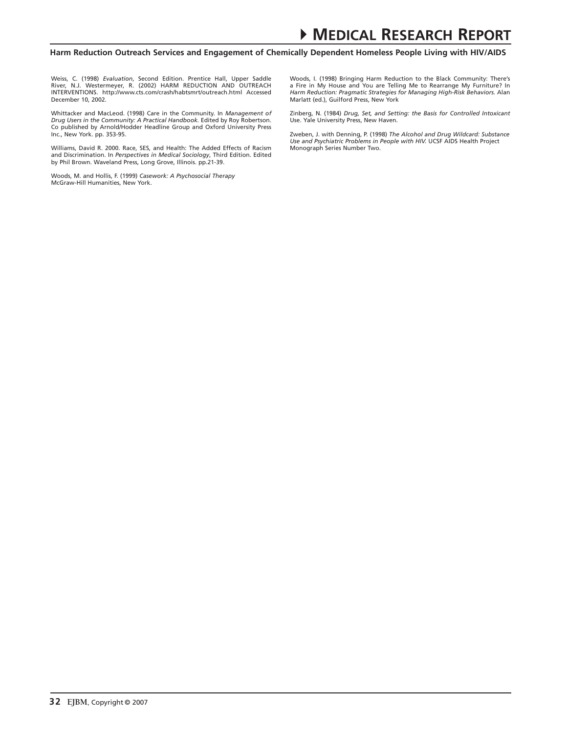Weiss, C. (1998) *Evaluation*, Second Edition. Prentice Hall, Upper Saddle River, N.J. Westermeyer, R. (2002) HARM REDUCTION AND OUTREACH INTERVENTIONS. http://www.cts.com/crash/habtsmrt/outreach.html Accessed December 10, 2002.

Whittacker and MacLeod. (1998) Care in the Community. In *Management of Drug Users in the Community: A Practical Handbook.* Edited by Roy Robertson. Co published by Arnold/Hodder Headline Group and Oxford University Press Inc., New York. pp. 353-95.

Williams, David R. 2000. Race, SES, and Health: The Added Effects of Racism and Discrimination. In *Perspectives in Medical Sociology*, Third Edition. Edited by Phil Brown. Waveland Press, Long Grove, Illinois. pp.21-39.

Woods, M. and Hollis, F. (1999) *Casework: A Psychosocial Therapy* McGraw-Hill Humanities, New York.

Woods, I. (1998) Bringing Harm Reduction to the Black Community: There's a Fire in My House and You are Telling Me to Rearrange My Furniture? In *Harm Reduction: Pragmatic Strategies for Managing High-Risk Behaviors.* Alan Marlatt (ed.), Guilford Press, New York

Zinberg, N. (1984) *Drug, Set, and Setting: the Basis for Controlled Intoxicant* Use. Yale University Press, New Haven.

Zweben, J. with Denning, P. (1998) *The Alcohol and Drug Wildcard: Substance Use and Psychiatric Problems in People with HIV.* UCSF AIDS Health Project Monograph Series Number Two.